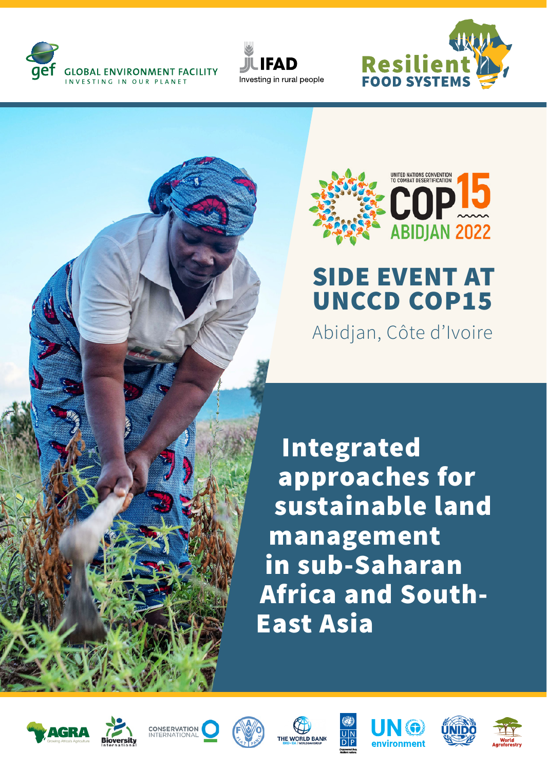GLOBAL ENVIRONMENT FACILITY
INVESTING IN OUR PLANET

IFAD
Investing in rural people

Resilient FOOD SYSTEMS

UNITED NATIONS CONVENTION TO COMBAT DESERTIFICATION
COP15
ABIDJAN 2022

# SIDE EVENT AT UNCCD COP15

Abidjan, Côte d'Ivoire

# Integrated approaches for sustainable land management in sub-Saharan Africa and South-East Asia

AGRA · Bioversity International · Conservation International · FAO · The World Bank · UNDP · UN environment · UNIDO · World Agroforestry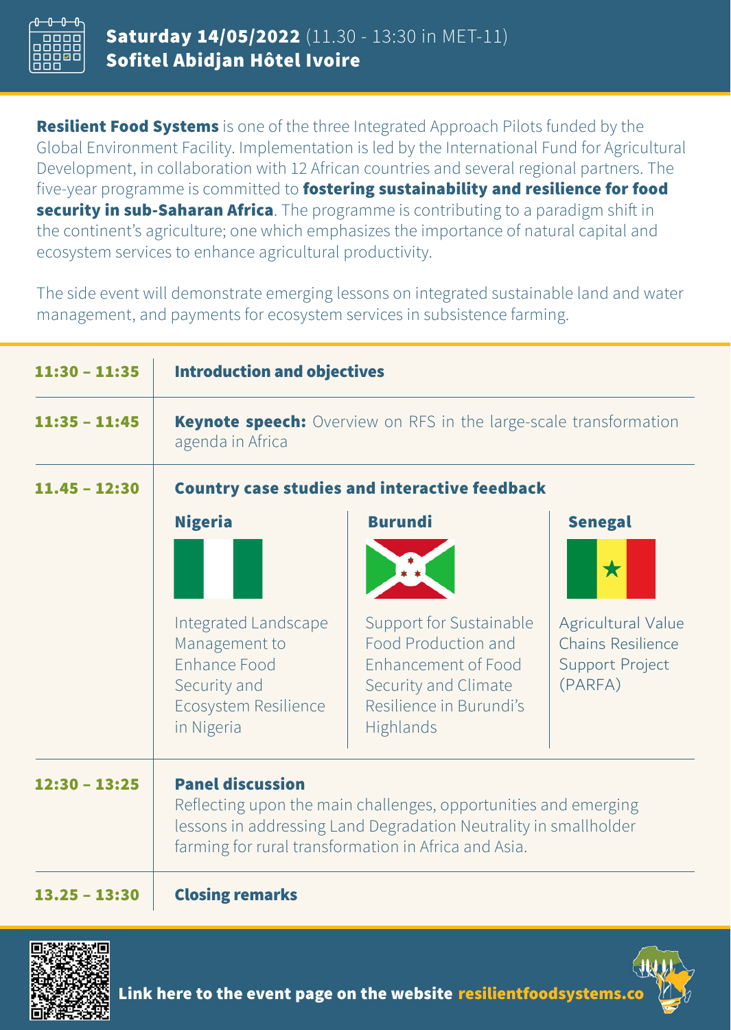**Saturday 14/05/2022** (11.30 - 13:30 in MET-11)
**Sofitel Abidjan Hôtel Ivoire**

**Resilient Food Systems** is one of the three Integrated Approach Pilots funded by the Global Environment Facility. Implementation is led by the International Fund for Agricultural Development, in collaboration with 12 African countries and several regional partners. The five-year programme is committed to **fostering sustainability and resilience for food security in sub-Saharan Africa**. The programme is contributing to a paradigm shift in the continent's agriculture; one which emphasizes the importance of natural capital and ecosystem services to enhance agricultural productivity.

The side event will demonstrate emerging lessons on integrated sustainable land and water management, and payments for ecosystem services in subsistence farming.

| | |
|---|---|
| **11:30 – 11:35** | **Introduction and objectives** |
| **11:35 – 11:45** | **Keynote speech:** Overview on RFS in the large-scale transformation agenda in Africa |
| **11.45 – 12:30** | **Country case studies and interactive feedback** |

**Nigeria**

Integrated Landscape Management to Enhance Food Security and Ecosystem Resilience in Nigeria

**Burundi**

Support for Sustainable Food Production and Enhancement of Food Security and Climate Resilience in Burundi's Highlands

**Senegal**

Agricultural Value Chains Resilience Support Project (PARFA)

| | |
|---|---|
| **12:30 – 13:25** | **Panel discussion** Reflecting upon the main challenges, opportunities and emerging lessons in addressing Land Degradation Neutrality in smallholder farming for rural transformation in Africa and Asia. |
| **13.25 – 13:30** | **Closing remarks** |

**Link here to the event page on the website resilientfoodsystems.co**